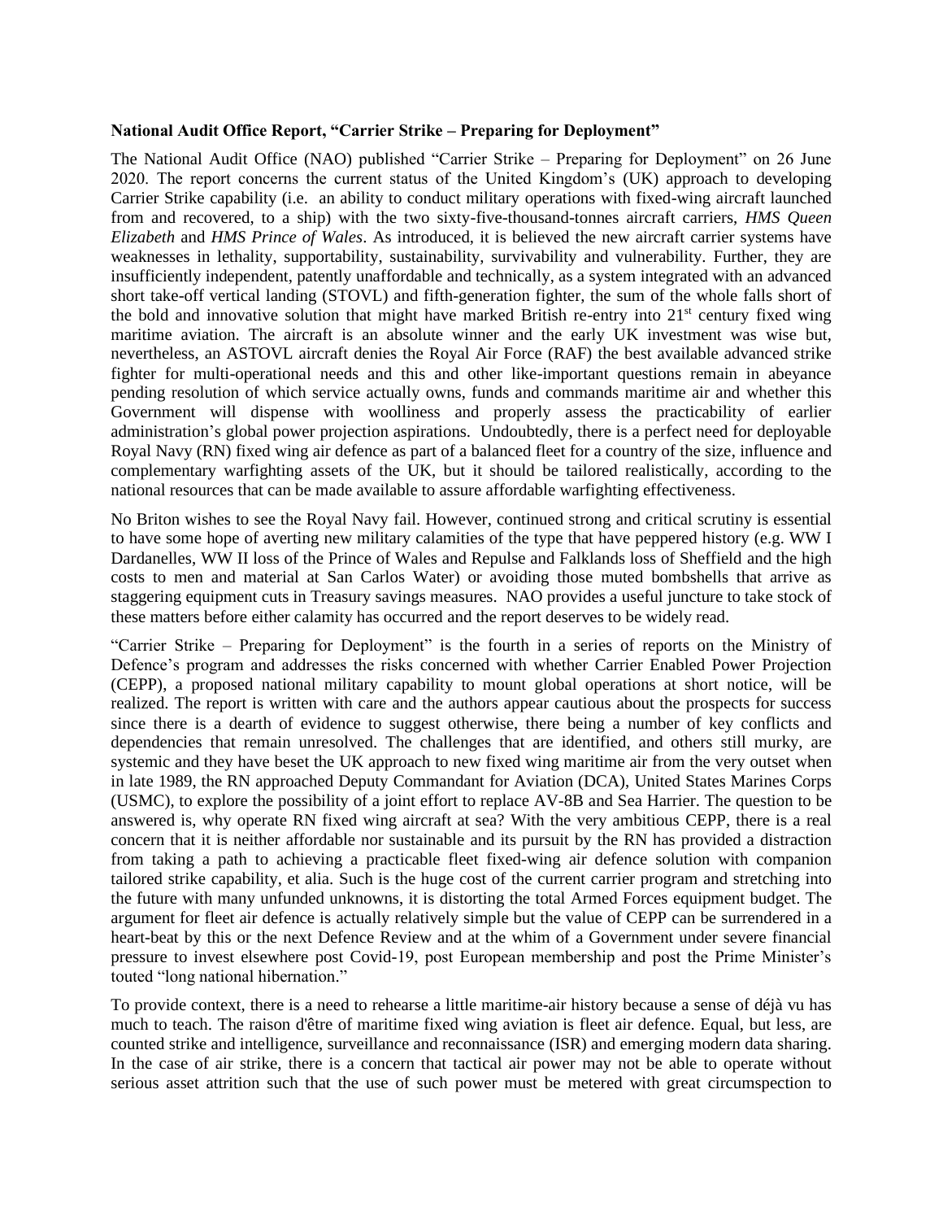**National Audit Office Report, "Carrier Strike – Preparing for Deployment"**

The National Audit Office (NAO) published "Carrier Strike – Preparing for Deployment" on 26 June 2020. The report concerns the current status of the United Kingdom's (UK) approach to developing Carrier Strike capability (i.e. an ability to conduct military operations with fixed-wing aircraft launched from and recovered, to a ship) with the two sixty-five-thousand-tonnes aircraft carriers, *HMS Queen Elizabeth* and *HMS Prince of Wales*. As introduced, it is believed the new aircraft carrier systems have weaknesses in lethality, supportability, sustainability, survivability and vulnerability. Further, they are insufficiently independent, patently unaffordable and technically, as a system integrated with an advanced short take-off vertical landing (STOVL) and fifth-generation fighter, the sum of the whole falls short of the bold and innovative solution that might have marked British re-entry into 21st century fixed wing maritime aviation. The aircraft is an absolute winner and the early UK investment was wise but, nevertheless, an ASTOVL aircraft denies the Royal Air Force (RAF) the best available advanced strike fighter for multi-operational needs and this and other like-important questions remain in abeyance pending resolution of which service actually owns, funds and commands maritime air and whether this Government will dispense with woolliness and properly assess the practicability of earlier administration's global power projection aspirations. Undoubtedly, there is a perfect need for deployable Royal Navy (RN) fixed wing air defence as part of a balanced fleet for a country of the size, influence and complementary warfighting assets of the UK, but it should be tailored realistically, according to the national resources that can be made available to assure affordable warfighting effectiveness.

No Briton wishes to see the Royal Navy fail. However, continued strong and critical scrutiny is essential to have some hope of averting new military calamities of the type that have peppered history (e.g. WW I Dardanelles, WW II loss of the Prince of Wales and Repulse and Falklands loss of Sheffield and the high costs to men and material at San Carlos Water) or avoiding those muted bombshells that arrive as staggering equipment cuts in Treasury savings measures. NAO provides a useful juncture to take stock of these matters before either calamity has occurred and the report deserves to be widely read.

"Carrier Strike – Preparing for Deployment" is the fourth in a series of reports on the Ministry of Defence's program and addresses the risks concerned with whether Carrier Enabled Power Projection (CEPP), a proposed national military capability to mount global operations at short notice, will be realized. The report is written with care and the authors appear cautious about the prospects for success since there is a dearth of evidence to suggest otherwise, there being a number of key conflicts and dependencies that remain unresolved. The challenges that are identified, and others still murky, are systemic and they have beset the UK approach to new fixed wing maritime air from the very outset when in late 1989, the RN approached Deputy Commandant for Aviation (DCA), United States Marines Corps (USMC), to explore the possibility of a joint effort to replace AV-8B and Sea Harrier. The question to be answered is, why operate RN fixed wing aircraft at sea? With the very ambitious CEPP, there is a real concern that it is neither affordable nor sustainable and its pursuit by the RN has provided a distraction from taking a path to achieving a practicable fleet fixed-wing air defence solution with companion tailored strike capability, et alia. Such is the huge cost of the current carrier program and stretching into the future with many unfunded unknowns, it is distorting the total Armed Forces equipment budget. The argument for fleet air defence is actually relatively simple but the value of CEPP can be surrendered in a heart-beat by this or the next Defence Review and at the whim of a Government under severe financial pressure to invest elsewhere post Covid-19, post European membership and post the Prime Minister's touted "long national hibernation."

To provide context, there is a need to rehearse a little maritime-air history because a sense of déjà vu has much to teach. The raison d'être of maritime fixed wing aviation is fleet air defence. Equal, but less, are counted strike and intelligence, surveillance and reconnaissance (ISR) and emerging modern data sharing. In the case of air strike, there is a concern that tactical air power may not be able to operate without serious asset attrition such that the use of such power must be metered with great circumspection to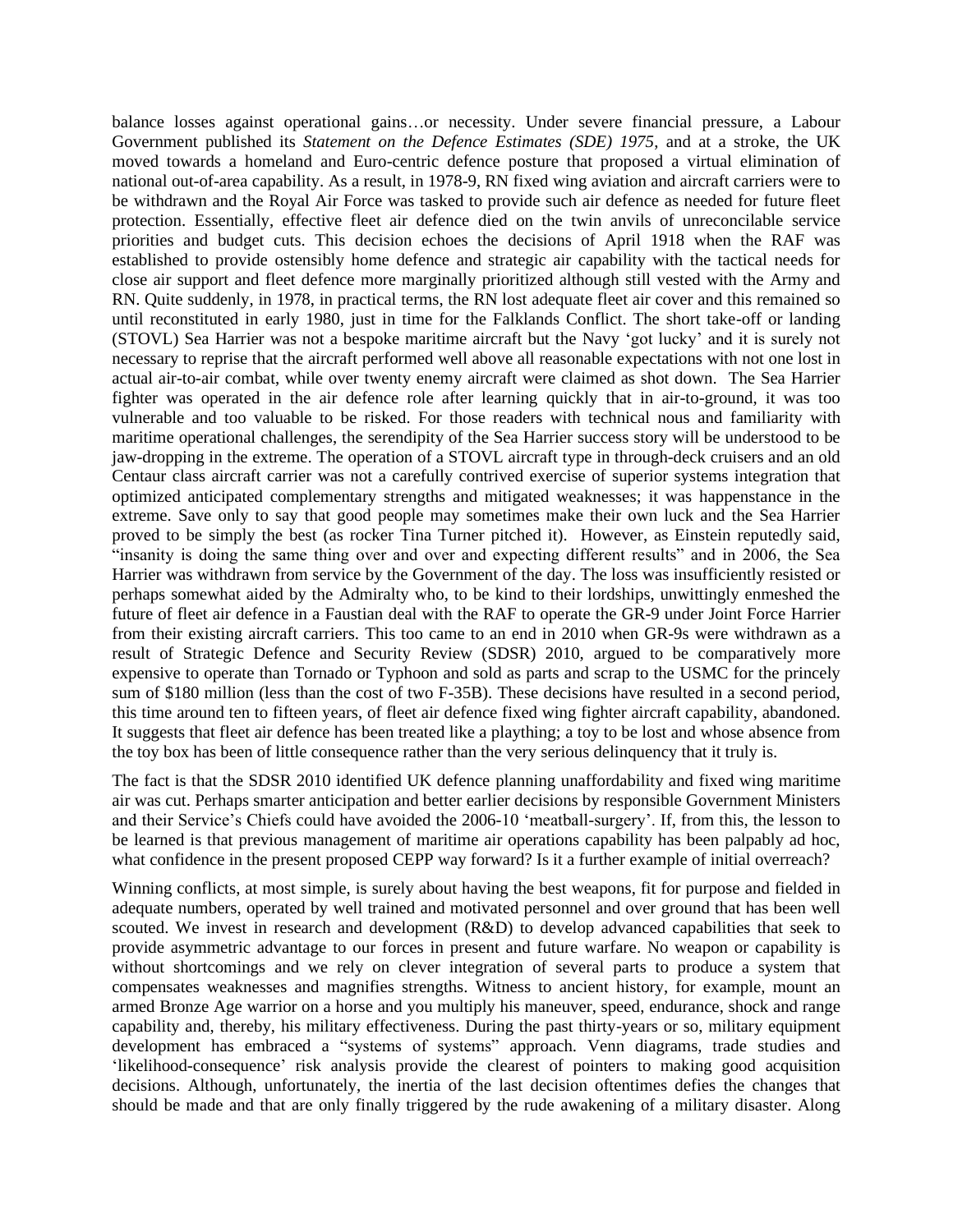balance losses against operational gains…or necessity. Under severe financial pressure, a Labour Government published its *Statement on the Defence Estimates (SDE) 1975*, and at a stroke, the UK moved towards a homeland and Euro-centric defence posture that proposed a virtual elimination of national out-of-area capability. As a result, in 1978-9, RN fixed wing aviation and aircraft carriers were to be withdrawn and the Royal Air Force was tasked to provide such air defence as needed for future fleet protection. Essentially, effective fleet air defence died on the twin anvils of unreconcilable service priorities and budget cuts. This decision echoes the decisions of April 1918 when the RAF was established to provide ostensibly home defence and strategic air capability with the tactical needs for close air support and fleet defence more marginally prioritized although still vested with the Army and RN. Quite suddenly, in 1978, in practical terms, the RN lost adequate fleet air cover and this remained so until reconstituted in early 1980, just in time for the Falklands Conflict. The short take-off or landing (STOVL) Sea Harrier was not a bespoke maritime aircraft but the Navy 'got lucky' and it is surely not necessary to reprise that the aircraft performed well above all reasonable expectations with not one lost in actual air-to-air combat, while over twenty enemy aircraft were claimed as shot down. The Sea Harrier fighter was operated in the air defence role after learning quickly that in air-to-ground, it was too vulnerable and too valuable to be risked. For those readers with technical nous and familiarity with maritime operational challenges, the serendipity of the Sea Harrier success story will be understood to be jaw-dropping in the extreme. The operation of a STOVL aircraft type in through-deck cruisers and an old Centaur class aircraft carrier was not a carefully contrived exercise of superior systems integration that optimized anticipated complementary strengths and mitigated weaknesses; it was happenstance in the extreme. Save only to say that good people may sometimes make their own luck and the Sea Harrier proved to be simply the best (as rocker Tina Turner pitched it). However, as Einstein reputedly said, "insanity is doing the same thing over and over and expecting different results" and in 2006, the Sea Harrier was withdrawn from service by the Government of the day. The loss was insufficiently resisted or perhaps somewhat aided by the Admiralty who, to be kind to their lordships, unwittingly enmeshed the future of fleet air defence in a Faustian deal with the RAF to operate the GR-9 under Joint Force Harrier from their existing aircraft carriers. This too came to an end in 2010 when GR-9s were withdrawn as a result of Strategic Defence and Security Review (SDSR) 2010, argued to be comparatively more expensive to operate than Tornado or Typhoon and sold as parts and scrap to the USMC for the princely sum of $180 million (less than the cost of two F-35B). These decisions have resulted in a second period, this time around ten to fifteen years, of fleet air defence fixed wing fighter aircraft capability, abandoned. It suggests that fleet air defence has been treated like a plaything; a toy to be lost and whose absence from the toy box has been of little consequence rather than the very serious delinquency that it truly is.

The fact is that the SDSR 2010 identified UK defence planning unaffordability and fixed wing maritime air was cut. Perhaps smarter anticipation and better earlier decisions by responsible Government Ministers and their Service's Chiefs could have avoided the 2006-10 'meatball-surgery'. If, from this, the lesson to be learned is that previous management of maritime air operations capability has been palpably ad hoc, what confidence in the present proposed CEPP way forward? Is it a further example of initial overreach?

Winning conflicts, at most simple, is surely about having the best weapons, fit for purpose and fielded in adequate numbers, operated by well trained and motivated personnel and over ground that has been well scouted. We invest in research and development (R&D) to develop advanced capabilities that seek to provide asymmetric advantage to our forces in present and future warfare. No weapon or capability is without shortcomings and we rely on clever integration of several parts to produce a system that compensates weaknesses and magnifies strengths. Witness to ancient history, for example, mount an armed Bronze Age warrior on a horse and you multiply his maneuver, speed, endurance, shock and range capability and, thereby, his military effectiveness. During the past thirty-years or so, military equipment development has embraced a "systems of systems" approach. Venn diagrams, trade studies and 'likelihood-consequence' risk analysis provide the clearest of pointers to making good acquisition decisions. Although, unfortunately, the inertia of the last decision oftentimes defies the changes that should be made and that are only finally triggered by the rude awakening of a military disaster. Along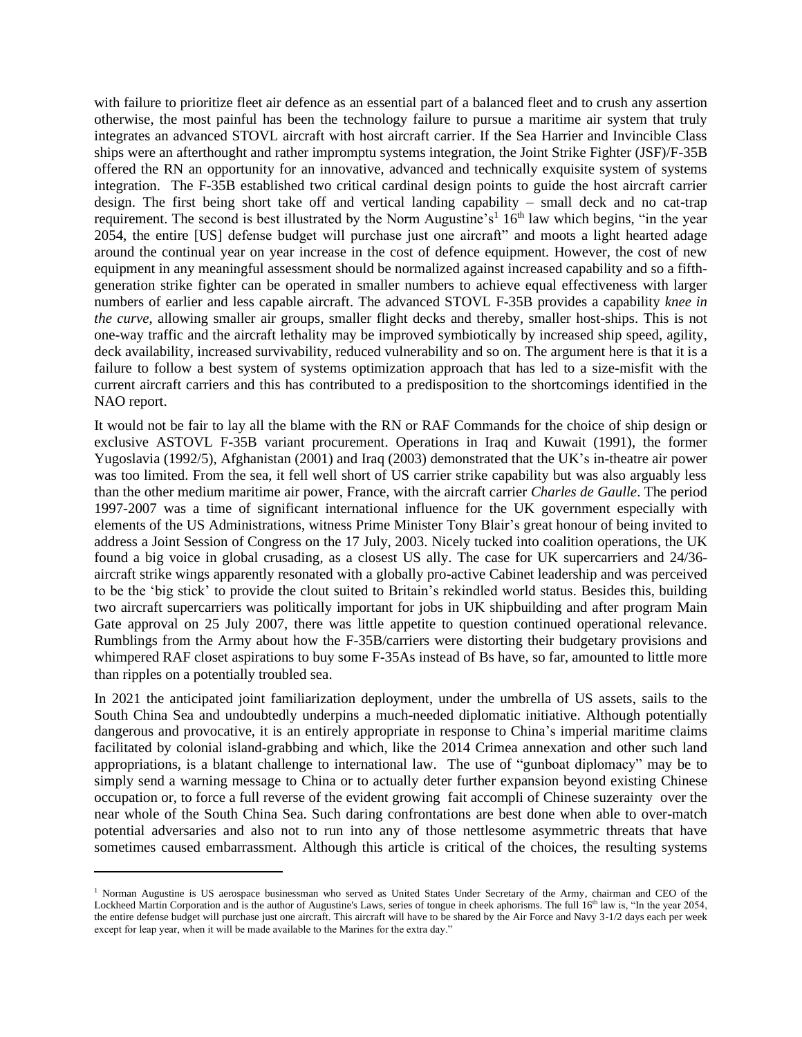with failure to prioritize fleet air defence as an essential part of a balanced fleet and to crush any assertion otherwise, the most painful has been the technology failure to pursue a maritime air system that truly integrates an advanced STOVL aircraft with host aircraft carrier. If the Sea Harrier and Invincible Class ships were an afterthought and rather impromptu systems integration, the Joint Strike Fighter (JSF)/F-35B offered the RN an opportunity for an innovative, advanced and technically exquisite system of systems integration. The F-35B established two critical cardinal design points to guide the host aircraft carrier design. The first being short take off and vertical landing capability – small deck and no cat-trap requirement. The second is best illustrated by the Norm Augustine's[1] 16th law which begins, "in the year 2054, the entire [US] defense budget will purchase just one aircraft" and moots a light hearted adage around the continual year on year increase in the cost of defence equipment. However, the cost of new equipment in any meaningful assessment should be normalized against increased capability and so a fifth-generation strike fighter can be operated in smaller numbers to achieve equal effectiveness with larger numbers of earlier and less capable aircraft. The advanced STOVL F-35B provides a capability *knee in the curve*, allowing smaller air groups, smaller flight decks and thereby, smaller host-ships. This is not one-way traffic and the aircraft lethality may be improved symbiotically by increased ship speed, agility, deck availability, increased survivability, reduced vulnerability and so on. The argument here is that it is a failure to follow a best system of systems optimization approach that has led to a size-misfit with the current aircraft carriers and this has contributed to a predisposition to the shortcomings identified in the NAO report.

It would not be fair to lay all the blame with the RN or RAF Commands for the choice of ship design or exclusive ASTOVL F-35B variant procurement. Operations in Iraq and Kuwait (1991), the former Yugoslavia (1992/5), Afghanistan (2001) and Iraq (2003) demonstrated that the UK's in-theatre air power was too limited. From the sea, it fell well short of US carrier strike capability but was also arguably less than the other medium maritime air power, France, with the aircraft carrier *Charles de Gaulle*. The period 1997-2007 was a time of significant international influence for the UK government especially with elements of the US Administrations, witness Prime Minister Tony Blair's great honour of being invited to address a Joint Session of Congress on the 17 July, 2003. Nicely tucked into coalition operations, the UK found a big voice in global crusading, as a closest US ally. The case for UK supercarriers and 24/36-aircraft strike wings apparently resonated with a globally pro-active Cabinet leadership and was perceived to be the 'big stick' to provide the clout suited to Britain's rekindled world status. Besides this, building two aircraft supercarriers was politically important for jobs in UK shipbuilding and after program Main Gate approval on 25 July 2007, there was little appetite to question continued operational relevance. Rumblings from the Army about how the F-35B/carriers were distorting their budgetary provisions and whimpered RAF closet aspirations to buy some F-35As instead of Bs have, so far, amounted to little more than ripples on a potentially troubled sea.

In 2021 the anticipated joint familiarization deployment, under the umbrella of US assets, sails to the South China Sea and undoubtedly underpins a much-needed diplomatic initiative. Although potentially dangerous and provocative, it is an entirely appropriate in response to China's imperial maritime claims facilitated by colonial island-grabbing and which, like the 2014 Crimea annexation and other such land appropriations, is a blatant challenge to international law. The use of "gunboat diplomacy" may be to simply send a warning message to China or to actually deter further expansion beyond existing Chinese occupation or, to force a full reverse of the evident growing fait accompli of Chinese suzerainty over the near whole of the South China Sea. Such daring confrontations are best done when able to over-match potential adversaries and also not to run into any of those nettlesome asymmetric threats that have sometimes caused embarrassment. Although this article is critical of the choices, the resulting systems

---

[1] Norman Augustine is US aerospace businessman who served as United States Under Secretary of the Army, chairman and CEO of the Lockheed Martin Corporation and is the author of Augustine's Laws, series of tongue in cheek aphorisms. The full 16th law is, "In the year 2054, the entire defense budget will purchase just one aircraft. This aircraft will have to be shared by the Air Force and Navy 3-1/2 days each per week except for leap year, when it will be made available to the Marines for the extra day."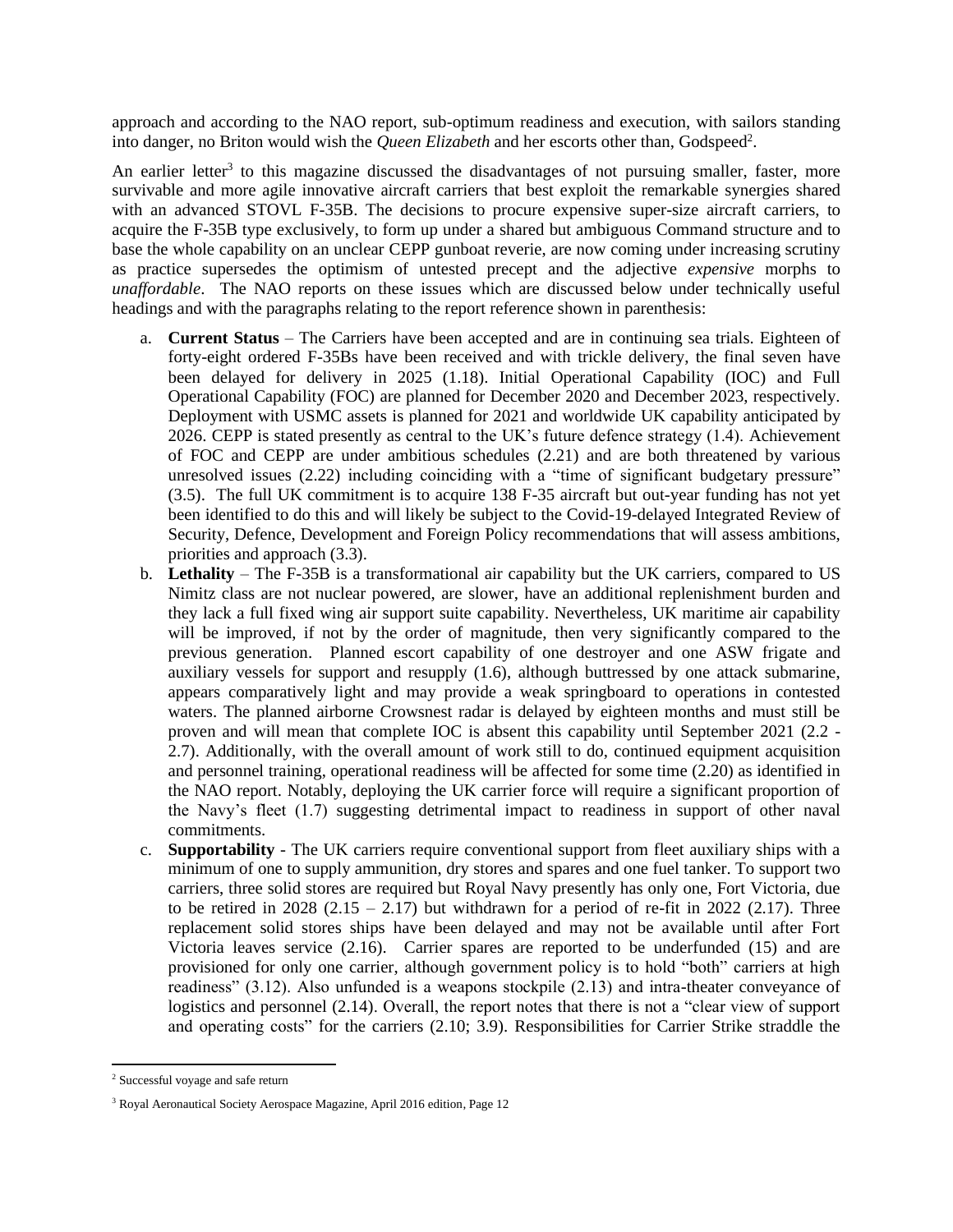approach and according to the NAO report, sub-optimum readiness and execution, with sailors standing into danger, no Briton would wish the *Queen Elizabeth* and her escorts other than, Godspeed[2].

An earlier letter[3] to this magazine discussed the disadvantages of not pursuing smaller, faster, more survivable and more agile innovative aircraft carriers that best exploit the remarkable synergies shared with an advanced STOVL F-35B. The decisions to procure expensive super-size aircraft carriers, to acquire the F-35B type exclusively, to form up under a shared but ambiguous Command structure and to base the whole capability on an unclear CEPP gunboat reverie, are now coming under increasing scrutiny as practice supersedes the optimism of untested precept and the adjective *expensive* morphs to *unaffordable*. The NAO reports on these issues which are discussed below under technically useful headings and with the paragraphs relating to the report reference shown in parenthesis:

a. **Current Status** – The Carriers have been accepted and are in continuing sea trials. Eighteen of forty-eight ordered F-35Bs have been received and with trickle delivery, the final seven have been delayed for delivery in 2025 (1.18). Initial Operational Capability (IOC) and Full Operational Capability (FOC) are planned for December 2020 and December 2023, respectively. Deployment with USMC assets is planned for 2021 and worldwide UK capability anticipated by 2026. CEPP is stated presently as central to the UK's future defence strategy (1.4). Achievement of FOC and CEPP are under ambitious schedules (2.21) and are both threatened by various unresolved issues (2.22) including coinciding with a "time of significant budgetary pressure" (3.5). The full UK commitment is to acquire 138 F-35 aircraft but out-year funding has not yet been identified to do this and will likely be subject to the Covid-19-delayed Integrated Review of Security, Defence, Development and Foreign Policy recommendations that will assess ambitions, priorities and approach (3.3).

b. **Lethality** – The F-35B is a transformational air capability but the UK carriers, compared to US Nimitz class are not nuclear powered, are slower, have an additional replenishment burden and they lack a full fixed wing air support suite capability. Nevertheless, UK maritime air capability will be improved, if not by the order of magnitude, then very significantly compared to the previous generation. Planned escort capability of one destroyer and one ASW frigate and auxiliary vessels for support and resupply (1.6), although buttressed by one attack submarine, appears comparatively light and may provide a weak springboard to operations in contested waters. The planned airborne Crowsnest radar is delayed by eighteen months and must still be proven and will mean that complete IOC is absent this capability until September 2021 (2.2 - 2.7). Additionally, with the overall amount of work still to do, continued equipment acquisition and personnel training, operational readiness will be affected for some time (2.20) as identified in the NAO report. Notably, deploying the UK carrier force will require a significant proportion of the Navy's fleet (1.7) suggesting detrimental impact to readiness in support of other naval commitments.

c. **Supportability** - The UK carriers require conventional support from fleet auxiliary ships with a minimum of one to supply ammunition, dry stores and spares and one fuel tanker. To support two carriers, three solid stores are required but Royal Navy presently has only one, Fort Victoria, due to be retired in 2028 (2.15 – 2.17) but withdrawn for a period of re-fit in 2022 (2.17). Three replacement solid stores ships have been delayed and may not be available until after Fort Victoria leaves service (2.16). Carrier spares are reported to be underfunded (15) and are provisioned for only one carrier, although government policy is to hold "both" carriers at high readiness" (3.12). Also unfunded is a weapons stockpile (2.13) and intra-theater conveyance of logistics and personnel (2.14). Overall, the report notes that there is not a "clear view of support and operating costs" for the carriers (2.10; 3.9). Responsibilities for Carrier Strike straddle the

---

[2] Successful voyage and safe return

[3] Royal Aeronautical Society Aerospace Magazine, April 2016 edition, Page 12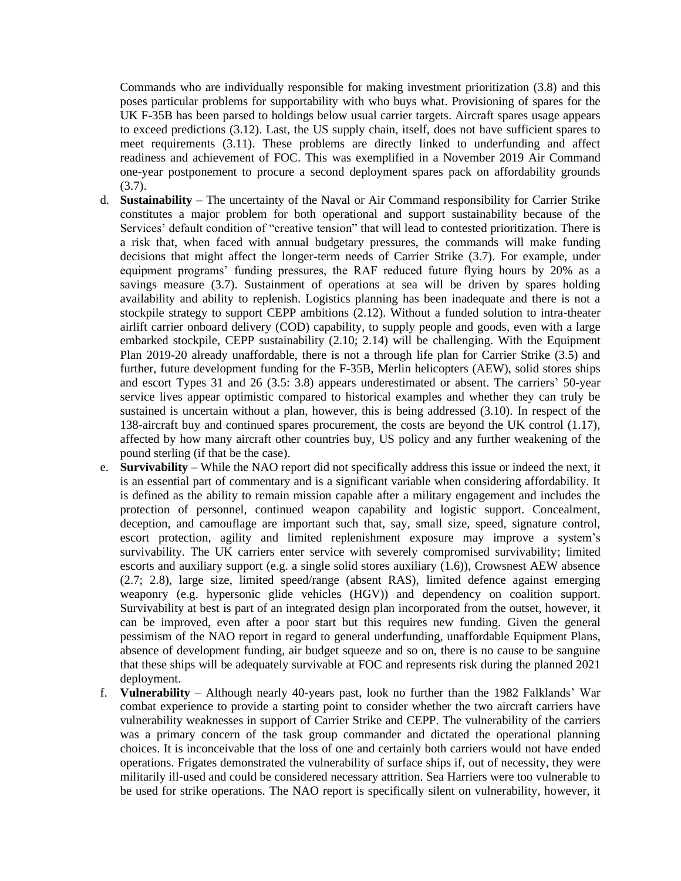Commands who are individually responsible for making investment prioritization (3.8) and this poses particular problems for supportability with who buys what. Provisioning of spares for the UK F-35B has been parsed to holdings below usual carrier targets. Aircraft spares usage appears to exceed predictions (3.12). Last, the US supply chain, itself, does not have sufficient spares to meet requirements (3.11). These problems are directly linked to underfunding and affect readiness and achievement of FOC. This was exemplified in a November 2019 Air Command one-year postponement to procure a second deployment spares pack on affordability grounds (3.7).

d. **Sustainability** – The uncertainty of the Naval or Air Command responsibility for Carrier Strike constitutes a major problem for both operational and support sustainability because of the Services' default condition of "creative tension" that will lead to contested prioritization. There is a risk that, when faced with annual budgetary pressures, the commands will make funding decisions that might affect the longer-term needs of Carrier Strike (3.7). For example, under equipment programs' funding pressures, the RAF reduced future flying hours by 20% as a savings measure (3.7). Sustainment of operations at sea will be driven by spares holding availability and ability to replenish. Logistics planning has been inadequate and there is not a stockpile strategy to support CEPP ambitions (2.12). Without a funded solution to intra-theater airlift carrier onboard delivery (COD) capability, to supply people and goods, even with a large embarked stockpile, CEPP sustainability (2.10; 2.14) will be challenging. With the Equipment Plan 2019-20 already unaffordable, there is not a through life plan for Carrier Strike (3.5) and further, future development funding for the F-35B, Merlin helicopters (AEW), solid stores ships and escort Types 31 and 26 (3.5: 3.8) appears underestimated or absent. The carriers' 50-year service lives appear optimistic compared to historical examples and whether they can truly be sustained is uncertain without a plan, however, this is being addressed (3.10). In respect of the 138-aircraft buy and continued spares procurement, the costs are beyond the UK control (1.17), affected by how many aircraft other countries buy, US policy and any further weakening of the pound sterling (if that be the case).

e. **Survivability** – While the NAO report did not specifically address this issue or indeed the next, it is an essential part of commentary and is a significant variable when considering affordability. It is defined as the ability to remain mission capable after a military engagement and includes the protection of personnel, continued weapon capability and logistic support. Concealment, deception, and camouflage are important such that, say, small size, speed, signature control, escort protection, agility and limited replenishment exposure may improve a system's survivability. The UK carriers enter service with severely compromised survivability; limited escorts and auxiliary support (e.g. a single solid stores auxiliary (1.6)), Crowsnest AEW absence (2.7; 2.8), large size, limited speed/range (absent RAS), limited defence against emerging weaponry (e.g. hypersonic glide vehicles (HGV)) and dependency on coalition support. Survivability at best is part of an integrated design plan incorporated from the outset, however, it can be improved, even after a poor start but this requires new funding. Given the general pessimism of the NAO report in regard to general underfunding, unaffordable Equipment Plans, absence of development funding, air budget squeeze and so on, there is no cause to be sanguine that these ships will be adequately survivable at FOC and represents risk during the planned 2021 deployment.

f. **Vulnerability** – Although nearly 40-years past, look no further than the 1982 Falklands' War combat experience to provide a starting point to consider whether the two aircraft carriers have vulnerability weaknesses in support of Carrier Strike and CEPP. The vulnerability of the carriers was a primary concern of the task group commander and dictated the operational planning choices. It is inconceivable that the loss of one and certainly both carriers would not have ended operations. Frigates demonstrated the vulnerability of surface ships if, out of necessity, they were militarily ill-used and could be considered necessary attrition. Sea Harriers were too vulnerable to be used for strike operations. The NAO report is specifically silent on vulnerability, however, it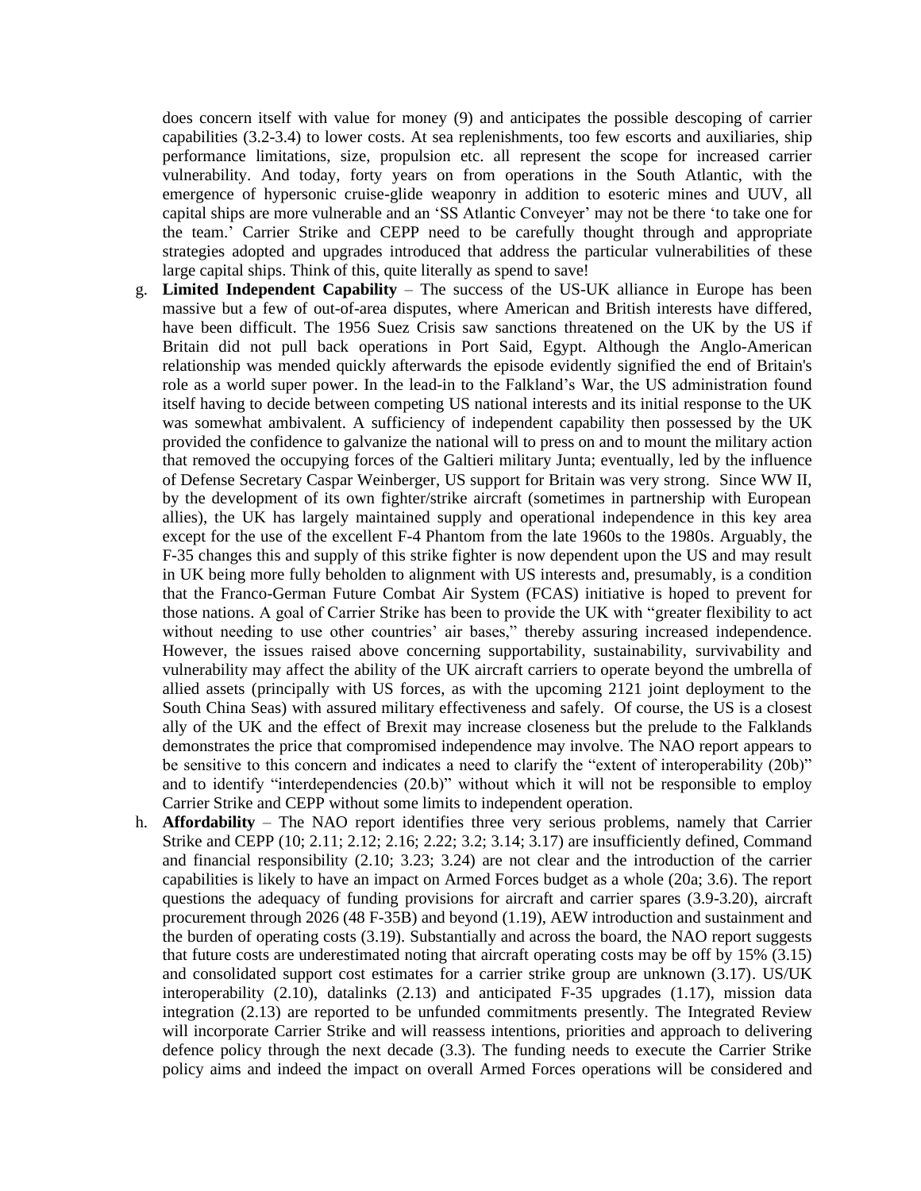does concern itself with value for money (9) and anticipates the possible descoping of carrier capabilities (3.2-3.4) to lower costs. At sea replenishments, too few escorts and auxiliaries, ship performance limitations, size, propulsion etc. all represent the scope for increased carrier vulnerability. And today, forty years on from operations in the South Atlantic, with the emergence of hypersonic cruise-glide weaponry in addition to esoteric mines and UUV, all capital ships are more vulnerable and an 'SS Atlantic Conveyer' may not be there 'to take one for the team.' Carrier Strike and CEPP need to be carefully thought through and appropriate strategies adopted and upgrades introduced that address the particular vulnerabilities of these large capital ships. Think of this, quite literally as spend to save!

g. **Limited Independent Capability** – The success of the US-UK alliance in Europe has been massive but a few of out-of-area disputes, where American and British interests have differed, have been difficult. The 1956 Suez Crisis saw sanctions threatened on the UK by the US if Britain did not pull back operations in Port Said, Egypt. Although the Anglo-American relationship was mended quickly afterwards the episode evidently signified the end of Britain's role as a world super power. In the lead-in to the Falkland's War, the US administration found itself having to decide between competing US national interests and its initial response to the UK was somewhat ambivalent. A sufficiency of independent capability then possessed by the UK provided the confidence to galvanize the national will to press on and to mount the military action that removed the occupying forces of the Galtieri military Junta; eventually, led by the influence of Defense Secretary Caspar Weinberger, US support for Britain was very strong. Since WW II, by the development of its own fighter/strike aircraft (sometimes in partnership with European allies), the UK has largely maintained supply and operational independence in this key area except for the use of the excellent F-4 Phantom from the late 1960s to the 1980s. Arguably, the F-35 changes this and supply of this strike fighter is now dependent upon the US and may result in UK being more fully beholden to alignment with US interests and, presumably, is a condition that the Franco-German Future Combat Air System (FCAS) initiative is hoped to prevent for those nations. A goal of Carrier Strike has been to provide the UK with "greater flexibility to act without needing to use other countries' air bases," thereby assuring increased independence. However, the issues raised above concerning supportability, sustainability, survivability and vulnerability may affect the ability of the UK aircraft carriers to operate beyond the umbrella of allied assets (principally with US forces, as with the upcoming 2121 joint deployment to the South China Seas) with assured military effectiveness and safely. Of course, the US is a closest ally of the UK and the effect of Brexit may increase closeness but the prelude to the Falklands demonstrates the price that compromised independence may involve. The NAO report appears to be sensitive to this concern and indicates a need to clarify the "extent of interoperability (20b)" and to identify "interdependencies (20.b)" without which it will not be responsible to employ Carrier Strike and CEPP without some limits to independent operation.

h. **Affordability** – The NAO report identifies three very serious problems, namely that Carrier Strike and CEPP (10; 2.11; 2.12; 2.16; 2.22; 3.2; 3.14; 3.17) are insufficiently defined, Command and financial responsibility (2.10; 3.23; 3.24) are not clear and the introduction of the carrier capabilities is likely to have an impact on Armed Forces budget as a whole (20a; 3.6). The report questions the adequacy of funding provisions for aircraft and carrier spares (3.9-3.20), aircraft procurement through 2026 (48 F-35B) and beyond (1.19), AEW introduction and sustainment and the burden of operating costs (3.19). Substantially and across the board, the NAO report suggests that future costs are underestimated noting that aircraft operating costs may be off by 15% (3.15) and consolidated support cost estimates for a carrier strike group are unknown (3.17). US/UK interoperability (2.10), datalinks (2.13) and anticipated F-35 upgrades (1.17), mission data integration (2.13) are reported to be unfunded commitments presently. The Integrated Review will incorporate Carrier Strike and will reassess intentions, priorities and approach to delivering defence policy through the next decade (3.3). The funding needs to execute the Carrier Strike policy aims and indeed the impact on overall Armed Forces operations will be considered and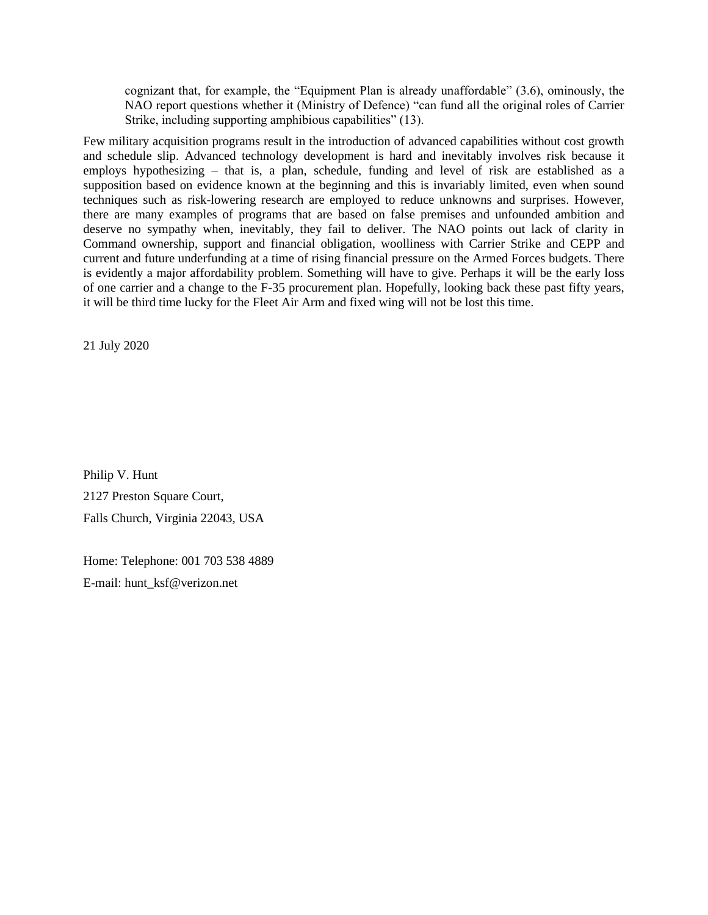> cognizant that, for example, the "Equipment Plan is already unaffordable" (3.6), ominously, the NAO report questions whether it (Ministry of Defence) "can fund all the original roles of Carrier Strike, including supporting amphibious capabilities" (13).

Few military acquisition programs result in the introduction of advanced capabilities without cost growth and schedule slip. Advanced technology development is hard and inevitably involves risk because it employs hypothesizing – that is, a plan, schedule, funding and level of risk are established as a supposition based on evidence known at the beginning and this is invariably limited, even when sound techniques such as risk-lowering research are employed to reduce unknowns and surprises. However, there are many examples of programs that are based on false premises and unfounded ambition and deserve no sympathy when, inevitably, they fail to deliver. The NAO points out lack of clarity in Command ownership, support and financial obligation, woolliness with Carrier Strike and CEPP and current and future underfunding at a time of rising financial pressure on the Armed Forces budgets. There is evidently a major affordability problem. Something will have to give. Perhaps it will be the early loss of one carrier and a change to the F-35 procurement plan. Hopefully, looking back these past fifty years, it will be third time lucky for the Fleet Air Arm and fixed wing will not be lost this time.

21 July 2020

Philip V. Hunt

2127 Preston Square Court,

Falls Church, Virginia 22043, USA

Home: Telephone: 001 703 538 4889

E-mail: hunt_ksf@verizon.net